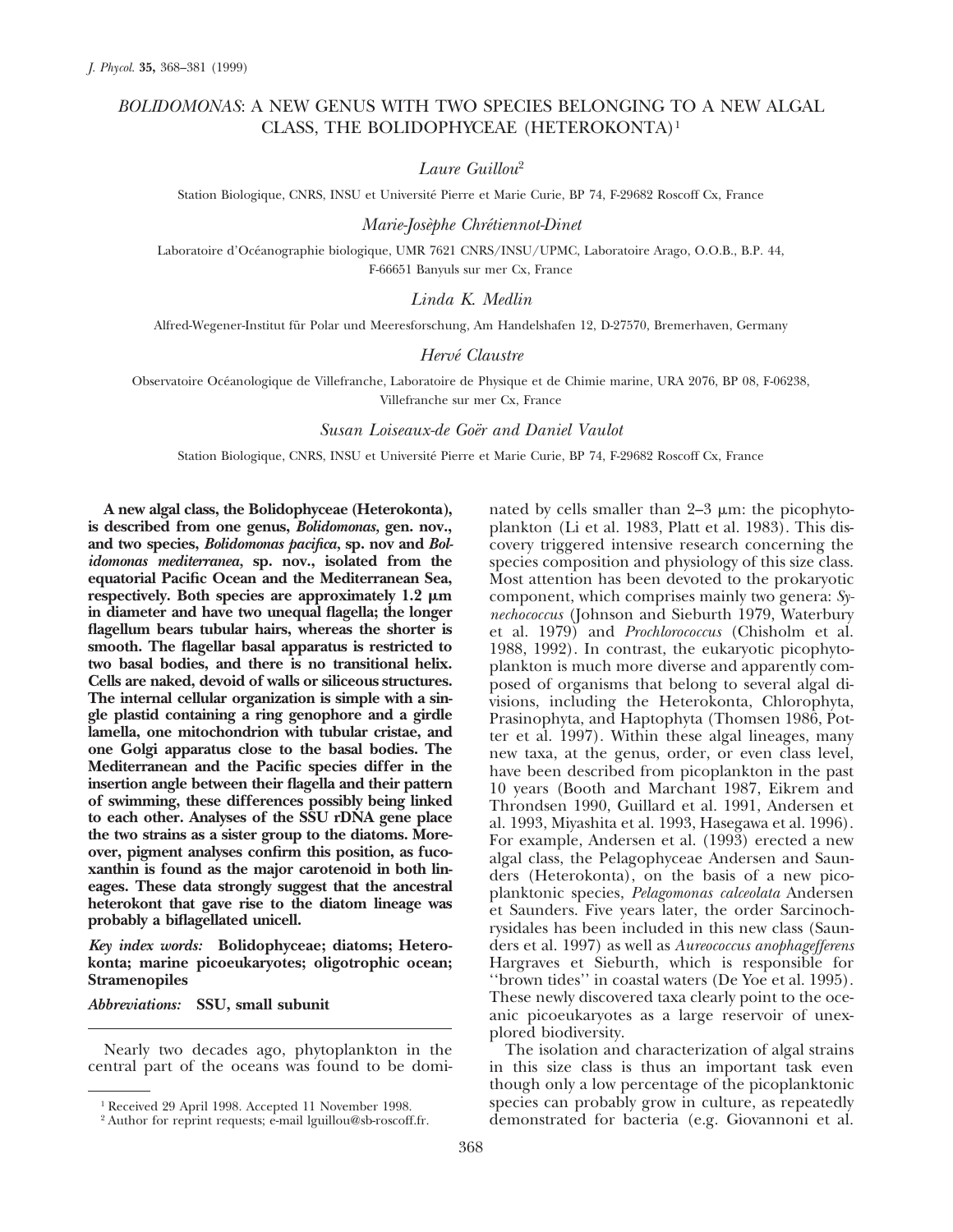# *BOLIDOMONAS*: A NEW GENUS WITH TWO SPECIES BELONGING TO A NEW ALGAL CLASS, THE BOLIDOPHYCEAE (HETEROKONTA)[1]

*Laure Guillou*[2]

Station Biologique, CNRS, INSU et Université Pierre et Marie Curie, BP 74, F-29682 Roscoff Cx, France

*Marie-Josèphe Chrétiennot-Dinet*

Laboratoire d'Océanographie biologique, UMR 7621 CNRS/INSU/UPMC, Laboratoire Arago, O.O.B., B.P. 44, F-66651 Banyuls sur mer Cx, France

*Linda K. Medlin*

Alfred-Wegener-Institut für Polar und Meeresforschung, Am Handelshafen 12, D-27570, Bremerhaven, Germany

*Hervé Claustre*

Observatoire Océanologique de Villefranche, Laboratoire de Physique et de Chimie marine, URA 2076, BP 08, F-06238, Villefranche sur mer Cx, France

*Susan Loiseaux-de Goër and Daniel Vaulot*

Station Biologique, CNRS, INSU et Université Pierre et Marie Curie, BP 74, F-29682 Roscoff Cx, France

**A new algal class, the Bolidophyceae (Heterokonta), is described from one genus, *Bolidomonas*, gen. nov., and two species, *Bolidomonas pacifica*, sp. nov and *Bolidomonas mediterranea*, sp. nov., isolated from the equatorial Pacific Ocean and the Mediterranean Sea, respectively. Both species are approximately 1.2 μm in diameter and have two unequal flagella; the longer flagellum bears tubular hairs, whereas the shorter is smooth. The flagellar basal apparatus is restricted to two basal bodies, and there is no transitional helix. Cells are naked, devoid of walls or siliceous structures. The internal cellular organization is simple with a single plastid containing a ring genophore and a girdle lamella, one mitochondrion with tubular cristae, and one Golgi apparatus close to the basal bodies. The Mediterranean and the Pacific species differ in the insertion angle between their flagella and their pattern of swimming, these differences possibly being linked to each other. Analyses of the SSU rDNA gene place the two strains as a sister group to the diatoms. Moreover, pigment analyses confirm this position, as fucoxanthin is found as the major carotenoid in both lineages. These data strongly suggest that the ancestral heterokont that gave rise to the diatom lineage was probably a biflagellated unicell.**

*Key index words:* **Bolidophyceae; diatoms; Heterokonta; marine picoeukaryotes; oligotrophic ocean; Stramenopiles**

*Abbreviations:* **SSU, small subunit**

Nearly two decades ago, phytoplankton in the central part of the oceans was found to be dominated by cells smaller than 2–3 μm: the picophytoplankton (Li et al. 1983, Platt et al. 1983). This discovery triggered intensive research concerning the species composition and physiology of this size class. Most attention has been devoted to the prokaryotic component, which comprises mainly two genera: *Synechococcus* (Johnson and Sieburth 1979, Waterbury et al. 1979) and *Prochlorococcus* (Chisholm et al. 1988, 1992). In contrast, the eukaryotic picophytoplankton is much more diverse and apparently composed of organisms that belong to several algal divisions, including the Heterokonta, Chlorophyta, Prasinophyta, and Haptophyta (Thomsen 1986, Potter et al. 1997). Within these algal lineages, many new taxa, at the genus, order, or even class level, have been described from picoplankton in the past 10 years (Booth and Marchant 1987, Eikrem and Throndsen 1990, Guillard et al. 1991, Andersen et al. 1993, Miyashita et al. 1993, Hasegawa et al. 1996). For example, Andersen et al. (1993) erected a new algal class, the Pelagophyceae Andersen and Saunders (Heterokonta), on the basis of a new picoplanktonic species, *Pelagomonas calceolata* Andersen et Saunders. Five years later, the order Sarcinochrysidales has been included in this new class (Saunders et al. 1997) as well as *Aureococcus anophagefferens* Hargraves et Sieburth, which is responsible for ''brown tides'' in coastal waters (De Yoe et al. 1995). These newly discovered taxa clearly point to the oceanic picoeukaryotes as a large reservoir of unexplored biodiversity.

The isolation and characterization of algal strains in this size class is thus an important task even though only a low percentage of the picoplanktonic species can probably grow in culture, as repeatedly demonstrated for bacteria (e.g. Giovannoni et al.

[1] Received 29 April 1998. Accepted 11 November 1998.

[2] Author for reprint requests; e-mail lguillou@sb-roscoff.fr.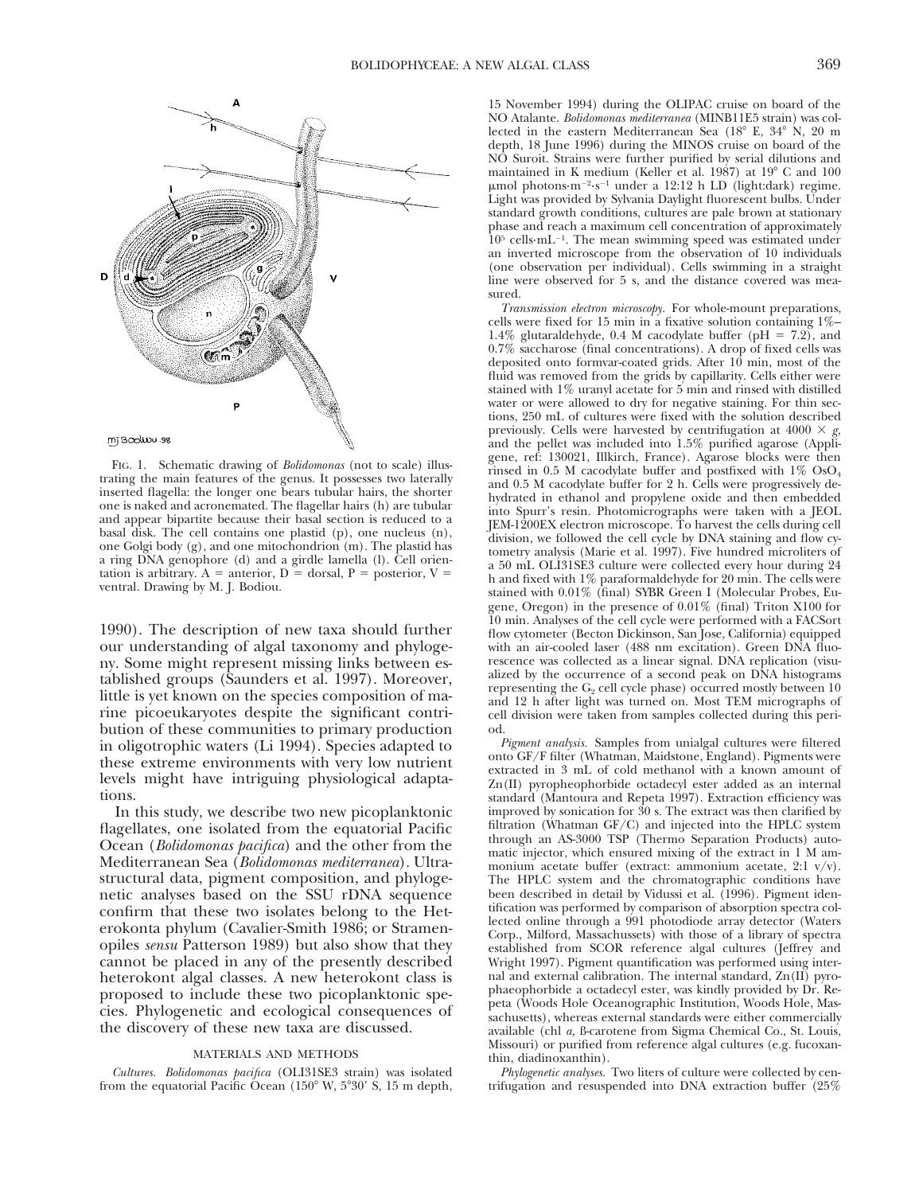FIG. 1. Schematic drawing of *Bolidomonas* (not to scale) illustrating the main features of the genus. It possesses two laterally inserted flagella: the longer one bears tubular hairs, the shorter one is naked and acronemated. The flagellar hairs (h) are tubular and appear bipartite because their basal section is reduced to a basal disk. The cell contains one plastid (p), one nucleus (n), one Golgi body (g), and one mitochondrion (m). The plastid has a ring DNA genophore (d) and a girdle lamella (l). Cell orientation is arbitrary. A = anterior, D = dorsal, P = posterior, V = ventral. Drawing by M. J. Bodiou.

1990). The description of new taxa should further our understanding of algal taxonomy and phylogeny. Some might represent missing links between established groups (Saunders et al. 1997). Moreover, little is yet known on the species composition of marine picoeukaryotes despite the significant contribution of these communities to primary production in oligotrophic waters (Li 1994). Species adapted to these extreme environments with very low nutrient levels might have intriguing physiological adaptations.

In this study, we describe two new picoplanktonic flagellates, one isolated from the equatorial Pacific Ocean (*Bolidomonas pacifica*) and the other from the Mediterranean Sea (*Bolidomonas mediterranea*). Ultrastructural data, pigment composition, and phylogenetic analyses based on the SSU rDNA sequence confirm that these two isolates belong to the Heterokonta phylum (Cavalier-Smith 1986; or Stramenopiles *sensu* Patterson 1989) but also show that they cannot be placed in any of the presently described heterokont algal classes. A new heterokont class is proposed to include these two picoplanktonic species. Phylogenetic and ecological consequences of the discovery of these new taxa are discussed.

## MATERIALS AND METHODS

*Cultures.* *Bolidomonas pacifica* (OLI31SE3 strain) was isolated from the equatorial Pacific Ocean (150° W, 5°30′ S, 15 m depth, 15 November 1994) during the OLIPAC cruise on board of the NO Atalante. *Bolidomonas mediterranea* (MINB11E5 strain) was collected in the eastern Mediterranean Sea (18° E, 34° N, 20 m depth, 18 June 1996) during the MINOS cruise on board of the NO Suroit. Strains were further purified by serial dilutions and maintained in K medium (Keller et al. 1987) at 19° C and 100 μmol photons·$m^{-2}$·$s^{-1}$ under a 12:12 h LD (light:dark) regime. Light was provided by Sylvania Daylight fluorescent bulbs. Under standard growth conditions, cultures are pale brown at stationary phase and reach a maximum cell concentration of approximately $10^5$ cells·$mL^{-1}$. The mean swimming speed was estimated under an inverted microscope from the observation of 10 individuals (one observation per individual). Cells swimming in a straight line were observed for 5 s, and the distance covered was measured.

*Transmission electron microscopy.* For whole-mount preparations, cells were fixed for 15 min in a fixative solution containing 1%–1.4% glutaraldehyde, 0.4 M cacodylate buffer (pH = 7.2), and 0.7% saccharose (final concentrations). A drop of fixed cells was deposited onto formvar-coated grids. After 10 min, most of the fluid was removed from the grids by capillarity. Cells either were stained with 1% uranyl acetate for 5 min and rinsed with distilled water or were allowed to dry for negative staining. For thin sections, 250 mL of cultures were fixed with the solution described previously. Cells were harvested by centrifugation at 4000 × *g*, and the pellet was included into 1.5% purified agarose (Appligene, ref: 130021, Illkirch, France). Agarose blocks were then rinsed in 0.5 M cacodylate buffer and postfixed with 1% $OsO_4$ and 0.5 M cacodylate buffer for 2 h. Cells were progressively dehydrated in ethanol and propylene oxide and then embedded into Spurr's resin. Photomicrographs were taken with a JEOL JEM-1200EX electron microscope. To harvest the cells during cell division, we followed the cell cycle by DNA staining and flow cytometry analysis (Marie et al. 1997). Five hundred microliters of a 50 mL OLI31SE3 culture were collected every hour during 24 h and fixed with 1% paraformaldehyde for 20 min. The cells were stained with 0.01% (final) SYBR Green I (Molecular Probes, Eugene, Oregon) in the presence of 0.01% (final) Triton X100 for 10 min. Analyses of the cell cycle were performed with a FACSort flow cytometer (Becton Dickinson, San Jose, California) equipped with an air-cooled laser (488 nm excitation). Green DNA fluorescence was collected as a linear signal. DNA replication (visualized by the occurrence of a second peak on DNA histograms representing the $G_2$ cell cycle phase) occurred mostly between 10 and 12 h after light was turned on. Most TEM micrographs of cell division were taken from samples collected during this period.

*Pigment analysis.* Samples from unialgal cultures were filtered onto GF/F filter (Whatman, Maidstone, England). Pigments were extracted in 3 mL of cold methanol with a known amount of Zn(II) pyropheophorbide octadecyl ester added as an internal standard (Mantoura and Repeta 1997). Extraction efficiency was improved by sonication for 30 s. The extract was then clarified by filtration (Whatman GF/C) and injected into the HPLC system through an AS-3000 TSP (Thermo Separation Products) automatic injector, which ensured mixing of the extract in 1 M ammonium acetate buffer (extract: ammonium acetate, 2:1 v/v). The HPLC system and the chromatographic conditions have been described in detail by Vidussi et al. (1996). Pigment identification was performed by comparison of absorption spectra collected online through a 991 photodiode array detector (Waters Corp., Milford, Massachussets) with those of a library of spectra established from SCOR reference algal cultures (Jeffrey and Wright 1997). Pigment quantification was performed using internal and external calibration. The internal standard, Zn(II) pyrophaeophorbide a octadecyl ester, was kindly provided by Dr. Repeta (Woods Hole Oceanographic Institution, Woods Hole, Massachusetts), whereas external standards were either commercially available (chl *a*, ß-carotene from Sigma Chemical Co., St. Louis, Missouri) or purified from reference algal cultures (e.g. fucoxanthin, diadinoxanthin).

*Phylogenetic analyses.* Two liters of culture were collected by centrifugation and resuspended into DNA extraction buffer (25%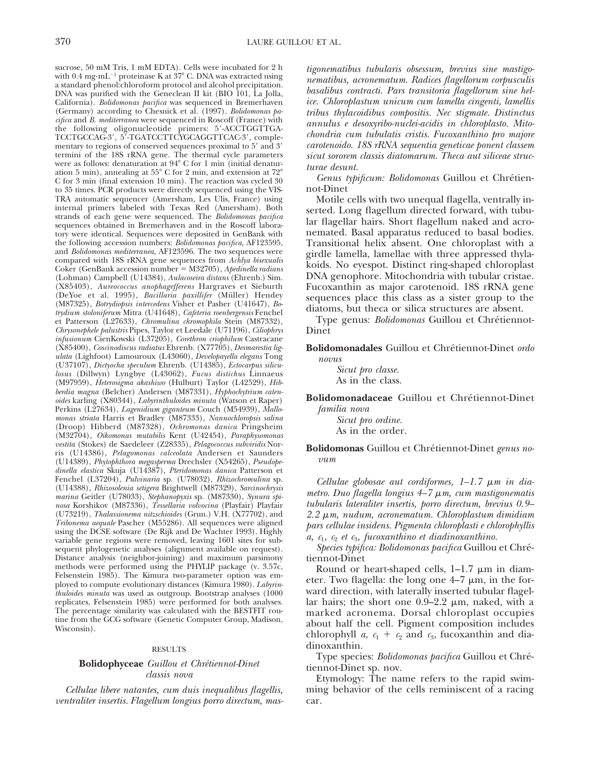sucrose, 50 mM Tris, 1 mM EDTA). Cells were incubated for 2 h with 0.4 mg·mL$^{-1}$ proteinase K at 37° C. DNA was extracted using a standard phenol:chloroform protocol and alcohol precipitation. DNA was purified with the Geneclean II kit (BIO 101, La Jolla, California). *Bolidomonas pacifica* was sequenced in Bremerhaven (Germany) according to Chesnick et al. (1997). *Bolidomonas pacifica* and *B. mediterranea* were sequenced in Roscoff (France) with the following oligonucleotide primers: 5′-ACCTGGTTGATCCTGCCAG-3′, 5′-TGATCCTTCYGCAGGTTCAC-3′, complementary to regions of conserved sequences proximal to 5′ and 3′ termini of the 18S rRNA gene. The thermal cycle parameters were as follows: denaturation at 94° C for 1 min (initial denaturation 5 min), annealing at 55° C for 2 min, and extension at 72° C for 3 min (final extension 10 min). The reaction was cycled 30 to 35 times. PCR products were directly sequenced using the VISTRA automatic sequencer (Amersham, Les Ulis, France) using internal primers labeled with Texas Red (Amersham). Both strands of each gene were sequenced. The *Bolidomonas pacifica* sequences obtained in Bremerhaven and in the Roscoff laboratory were identical. Sequences were deposited in GenBank with the following accession numbers: *Bolidomonas pacifica*, AF123595, and *Bolidomonas mediterranea*, AF123596. The two sequences were compared with 18S rRNA gene sequences from *Achlya bisexualis* Coker (GenBank accession number = M32705), *Apedinella radians* (Lohman) Campbell (U14384), *Aulacoseira distans* (Ehrenb.) Sim. (X85403), *Aureococcus anophagefferens* Hargraves et Sieburth (DeYoe et al. 1995), *Bacillaria paxillifer* (Müller) Hendey (M87325), *Botrydiopsis intercedens* Visher et Pasher (U41647), *Botrydium stoloniferum* Mitra (U41648), *Cafeteria roenbergensis* Fenchel et Patterson (L27633), *Chromulina chromophila* Stein (M87332), *Chrysonephele palustris* Pipes, Taylor et Leedale (U71196), *Ciliophrys infusionum* CienKowski (L37205), *Corethron criophilum* Castracane (X85400), *Coscinodiscus radiatus* Ehrenb. (X77705), *Desmarestia ligulata* (Lighfoot) Lamouroux (L43060), *Developayella elegans* Tong (U37107), *Dictyocha speculum* Ehrenb. (U14385), *Ectocarpus siliculosus* (Dillwyn) Lyngbye (L43062), *Fucus distichus* Linnaeus (M97959), *Heterosigma akashiwo* (Hulburt) Taylor (L42529), *Hibberdia magna* (Belcher) Andersen (M87331), *Hyphochytrium catenoides* karling (X80344), *Labyrinthuloides minuta* (Watson et Raper) Perkins (L27634), *Lagenidium giganteum* Couch (M54939), *Mallomonas striata* Harris et Bradley (M87333), *Nannochloropsis salina* (Droop) Hibberd (M87328), *Ochromonas danica* Pringsheim (M32704), *Oikomonas mutabilis* Kent (U42454), *Paraphysomonas vestita* (Stokes) de Saedeleer (Z28335), *Pelagococcus subviridis* Norris (U14386), *Pelagomonas calceolata* Andersen et Saunders (U14389), *Phytophthora megasperma* Drechsler (X54265), *Pseudopedinella elastica* Skuja (U14387), *Pteridomonas danica* Patterson et Fenchel (L37204), *Pulvinaria* sp. (U78032), *Rhizochromulina* sp. (U14388), *Rhizosolenia setigera* Brightwell (M87329), *Sarcinochrysis marina* Geitler (U78033), *Stephanopyxis* sp. (M87330), *Synura spinosa* Korshikov (M87336), *Tessellaria volvocina* (Playfair) Playfair (U73219), *Thalassionema nitzschioides* (Grun.) V.H. (X77702), and *Tribonema aequale* Pascher (M55286). All sequences were aligned using the DCSE software (De Rijk and De Wachter 1993). Highly variable gene regions were removed, leaving 1601 sites for subsequent phylogenetic analyses (alignment available on request). Distance analysis (neighbor-joining) and maximum parsimony methods were performed using the PHYLIP package (v. 3.57c, Felsenstein 1985). The Kimura two-parameter option was employed to compute evolutionary distances (Kimura 1980). *Labyrinthuloides minuta* was used as outgroup. Bootstrap analyses (1000 replicates, Felsenstein 1985) were performed for both analyses. The percentage similarity was calculated with the BESTFIT routine from the GCG software (Genetic Computer Group, Madison, Wisconsin).

## RESULTS

### **Bolidophyceae** *Guillou et Chrétiennot-Dinet classis nova*

*Cellulae libere natantes, cum duis inequalibus flagellis, ventraliter insertis. Flagellum longius porro directum, mastigonematibus tubularis obsessum, brevius sine mastigonematibus, acronematum. Radices flagellorum corpusculis basalibus contracti. Pars transitoria flagellorum sine helice. Chloroplastum unicum cum lamella cingenti, lamellis tribus thylacoidibus compositis. Nec stigmate. Distinctus annulus e desoxyribo-nuclei-acidis in chloroplasto. Mitochondria cum tubulatis cristis. Fucoxanthino pro majore carotenoido. 18S rRNA sequentia geneticae ponent classem sicut sororem classis diatomarum. Theca aut siliceae structurae desunt.*

*Genus typificum: Bolidomonas* Guillou et Chrétiennot-Dinet

Motile cells with two unequal flagella, ventrally inserted. Long flagellum directed forward, with tubular flagellar hairs. Short flagellum naked and acronemated. Basal apparatus reduced to basal bodies. Transitional helix absent. One chloroplast with a girdle lamella, lamellae with three appressed thylakoids. No eyespot. Distinct ring-shaped chloroplast DNA genophore. Mitochondria with tubular cristae. Fucoxanthin as major carotenoid. 18S rRNA gene sequences place this class as a sister group to the diatoms, but theca or silica structures are absent.

Type genus: *Bolidomonas* Guillou et Chrétiennot-Dinet

**Bolidomonadales** Guillou et Chrétiennot-Dinet *ordo novus*

*Sicut pro classe.*
As in the class.

**Bolidomonadaceae** Guillou et Chrétiennot-Dinet *familia nova*

*Sicut pro ordine.*
As in the order.

**Bolidomonas** Guillou et Chrétiennot-Dinet *genus novum*

*Cellulae globosae aut cordiformes, 1–1.7 μm in diametro. Duo flagella longius 4–7 μm, cum mastigonematis tubularis lateraliter insertis, porro directum, brevius 0.9–2.2 μm, nudum, acronematum. Chloroplastum dimidiam pars cellulae insidens. Pigmenta chloroplasti e chlorophyllis a, $c_1$, $c_2$ et $c_3$, fucoxanthino et diadinoxanthino.*

*Species typifica: Bolidomonas pacifica* Guillou et Chrétiennot-Dinet

Round or heart-shaped cells, 1–1.7 μm in diameter. Two flagella: the long one 4–7 μm, in the forward direction, with laterally inserted tubular flagellar hairs; the short one 0.9–2.2 μm, naked, with a marked acronema. Dorsal chloroplast occupies about half the cell. Pigment composition includes chlorophyll *a*, $c_1$ + $c_2$ and $c_3$, fucoxanthin and diadinoxanthin.

Type species: *Bolidomonas pacifica* Guillou et Chrétiennot-Dinet sp. nov.

Etymology: The name refers to the rapid swimming behavior of the cells reminiscent of a racing car.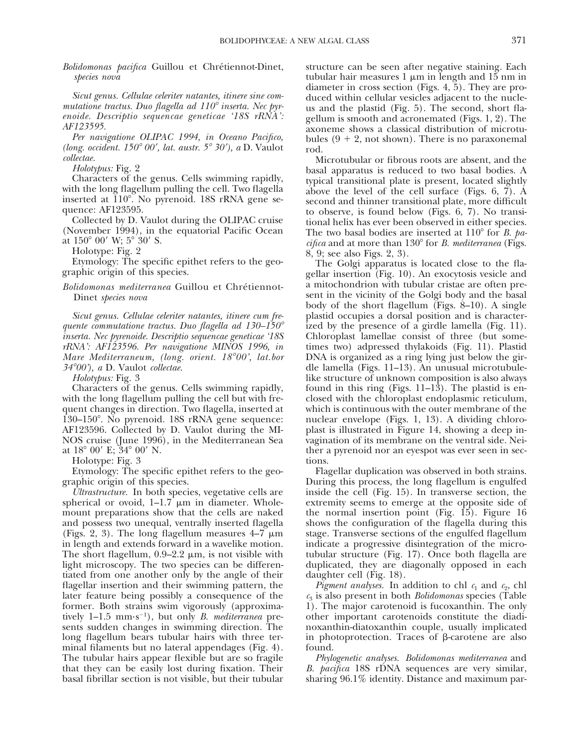*Bolidomonas pacifica* Guillou et Chrétiennot-Dinet, *species nova*

*Sicut genus. Cellulae celeriter natantes, itinere sine commutatione tractus. Duo flagella ad 110° inserta. Nec pyrenoide. Descriptio sequencae geneticae '18S rRNA': AF123595.*

*Per navigatione OLIPAC 1994, in Oceano Pacifico, (long. occident. 150° 00′, lat. austr. 5° 30′), a* D. Vaulot *collectae.*

*Holotypus:* Fig. 2

Characters of the genus. Cells swimming rapidly, with the long flagellum pulling the cell. Two flagella inserted at 110°. No pyrenoid. 18S rRNA gene sequence: AF123595.

Collected by D. Vaulot during the OLIPAC cruise (November 1994), in the equatorial Pacific Ocean at 150° 00′ W; 5° 30′ S.

Holotype: Fig. 2

Etymology: The specific epithet refers to the geographic origin of this species.

*Bolidomonas mediterranea* Guillou et Chrétiennot-Dinet *species nova*

*Sicut genus. Cellulae celeriter natantes, itinere cum frequente commutatione tractus. Duo flagella ad 130–150° inserta. Nec pyrenoide. Descriptio sequencae geneticae '18S rRNA': AF123596. Per navigatione MINOS 1996, in Mare Mediterraneum, (long. orient. 18°00′, lat.bor 34°00′), a* D. Vaulot *collectae.*

*Holotypus:* Fig. 3

Characters of the genus. Cells swimming rapidly, with the long flagellum pulling the cell but with frequent changes in direction. Two flagella, inserted at 130–150°. No pyrenoid. 18S rRNA gene sequence: AF123596. Collected by D. Vaulot during the MINOS cruise (June 1996), in the Mediterranean Sea at 18° 00′ E; 34° 00′ N.

Holotype: Fig. 3

Etymology: The specific epithet refers to the geographic origin of this species.

*Ultrastructure.* In both species, vegetative cells are spherical or ovoid, 1–1.7 μm in diameter. Whole-mount preparations show that the cells are naked and possess two unequal, ventrally inserted flagella (Figs. 2, 3). The long flagellum measures 4–7 μm in length and extends forward in a wavelike motion. The short flagellum, 0.9–2.2 μm, is not visible with light microscopy. The two species can be differentiated from one another only by the angle of their flagellar insertion and their swimming pattern, the later feature being possibly a consequence of the former. Both strains swim vigorously (approximatively 1–1.5 $mm \cdot s^{-1}$), but only *B. mediterranea* presents sudden changes in swimming direction. The long flagellum bears tubular hairs with three terminal filaments but no lateral appendages (Fig. 4). The tubular hairs appear flexible but are so fragile that they can be easily lost during fixation. Their basal fibrillar section is not visible, but their tubular structure can be seen after negative staining. Each tubular hair measures 1 μm in length and 15 nm in diameter in cross section (Figs. 4, 5). They are produced within cellular vesicles adjacent to the nucleus and the plastid (Fig. 5). The second, short flagellum is smooth and acronemated (Figs. 1, 2). The axoneme shows a classical distribution of microtubules (9 + 2, not shown). There is no paraxonemal rod.

Microtubular or fibrous roots are absent, and the basal apparatus is reduced to two basal bodies. A typical transitional plate is present, located slightly above the level of the cell surface (Figs. 6, 7). A second and thinner transitional plate, more difficult to observe, is found below (Figs. 6, 7). No transitional helix has ever been observed in either species. The two basal bodies are inserted at 110° for *B. pacifica* and at more than 130° for *B. mediterranea* (Figs. 8, 9; see also Figs. 2, 3).

The Golgi apparatus is located close to the flagellar insertion (Fig. 10). An exocytosis vesicle and a mitochondrion with tubular cristae are often present in the vicinity of the Golgi body and the basal body of the short flagellum (Figs. 8–10). A single plastid occupies a dorsal position and is characterized by the presence of a girdle lamella (Fig. 11). Chloroplast lamellae consist of three (but sometimes two) adpressed thylakoids (Fig. 11). Plastid DNA is organized as a ring lying just below the girdle lamella (Figs. 11–13). An unusual microtubule-like structure of unknown composition is also always found in this ring (Figs. 11–13). The plastid is enclosed with the chloroplast endoplasmic reticulum, which is continuous with the outer membrane of the nuclear envelope (Figs. 1, 13). A dividing chloroplast is illustrated in Figure 14, showing a deep invagination of its membrane on the ventral side. Neither a pyrenoid nor an eyespot was ever seen in sections.

Flagellar duplication was observed in both strains. During this process, the long flagellum is engulfed inside the cell (Fig. 15). In transverse section, the extremity seems to emerge at the opposite side of the normal insertion point (Fig. 15). Figure 16 shows the configuration of the flagella during this stage. Transverse sections of the engulfed flagellum indicate a progressive disintegration of the microtubular structure (Fig. 17). Once both flagella are duplicated, they are diagonally opposed in each daughter cell (Fig. 18).

*Pigment analyses.* In addition to chl $c_1$ and $c_2$, chl $c_3$ is also present in both *Bolidomonas* species (Table 1). The major carotenoid is fucoxanthin. The only other important carotenoids constitute the diadinoxanthin-diatoxanthin couple, usually implicated in photoprotection. Traces of β-carotene are also found.

*Phylogenetic analyses. Bolidomonas mediterranea* and *B. pacifica* 18S rDNA sequences are very similar, sharing 96.1% identity. Distance and maximum par-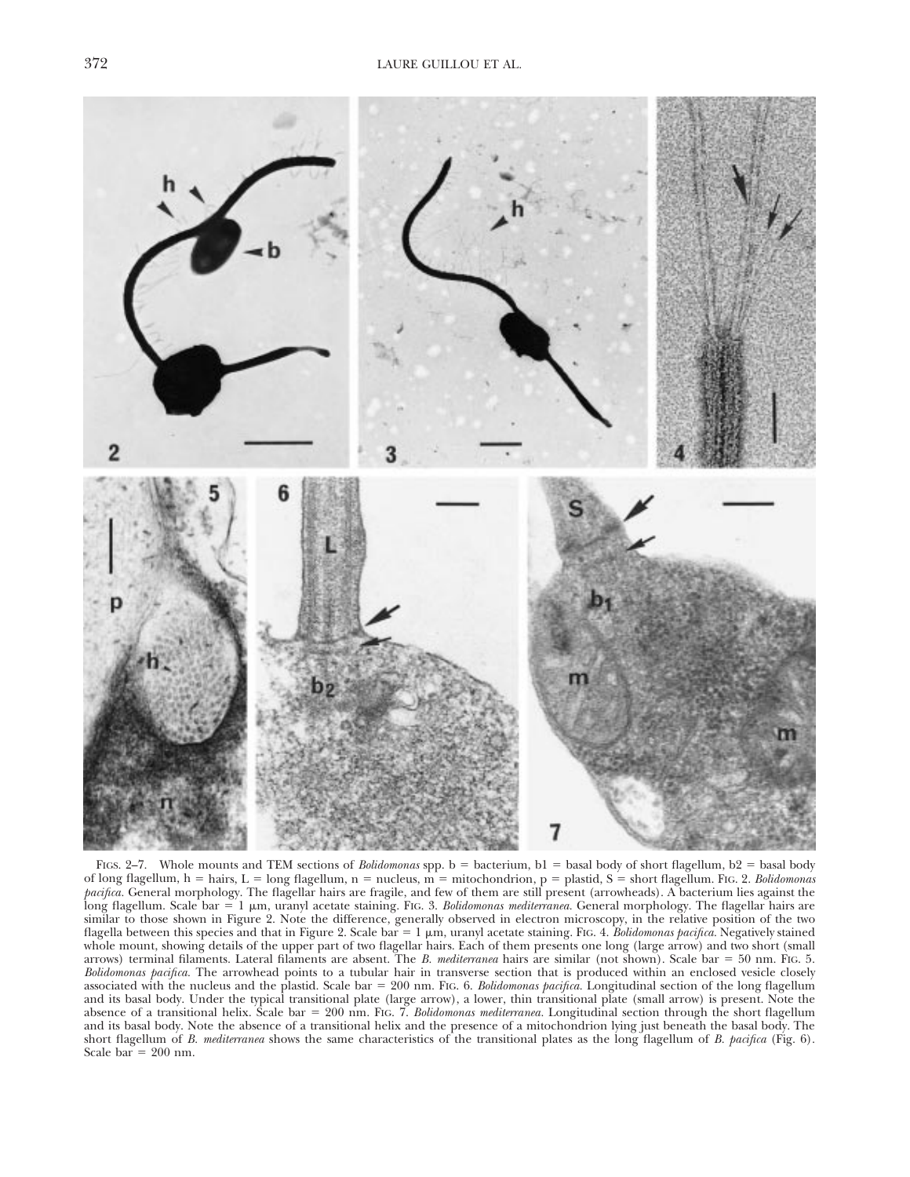FIGS. 2–7. Whole mounts and TEM sections of *Bolidomonas* spp. b = bacterium, b1 = basal body of short flagellum, b2 = basal body of long flagellum, h = hairs, L = long flagellum, n = nucleus, m = mitochondrion, p = plastid, S = short flagellum. FIG. 2. *Bolidomonas pacifica*. General morphology. The flagellar hairs are fragile, and few of them are still present (arrowheads). A bacterium lies against the long flagellum. Scale bar = 1 μm, uranyl acetate staining. FIG. 3. *Bolidomonas mediterranea*. General morphology. The flagellar hairs are similar to those shown in Figure 2. Note the difference, generally observed in electron microscopy, in the relative position of the two flagella between this species and that in Figure 2. Scale bar = 1 μm, uranyl acetate staining. FIG. 4. *Bolidomonas pacifica*. Negatively stained whole mount, showing details of the upper part of two flagellar hairs. Each of them presents one long (large arrow) and two short (small arrows) terminal filaments. Lateral filaments are absent. The *B. mediterranea* hairs are similar (not shown). Scale bar = 50 nm. FIG. 5. *Bolidomonas pacifica*. The arrowhead points to a tubular hair in transverse section that is produced within an enclosed vesicle closely associated with the nucleus and the plastid. Scale bar = 200 nm. FIG. 6. *Bolidomonas pacifica*. Longitudinal section of the long flagellum and its basal body. Under the typical transitional plate (large arrow), a lower, thin transitional plate (small arrow) is present. Note the absence of a transitional helix. Scale bar = 200 nm. FIG. 7. *Bolidomonas mediterranea*. Longitudinal section through the short flagellum and its basal body. Note the absence of a transitional helix and the presence of a mitochondrion lying just beneath the basal body. The short flagellum of *B. mediterranea* shows the same characteristics of the transitional plates as the long flagellum of *B. pacifica* (Fig. 6). Scale bar = 200 nm.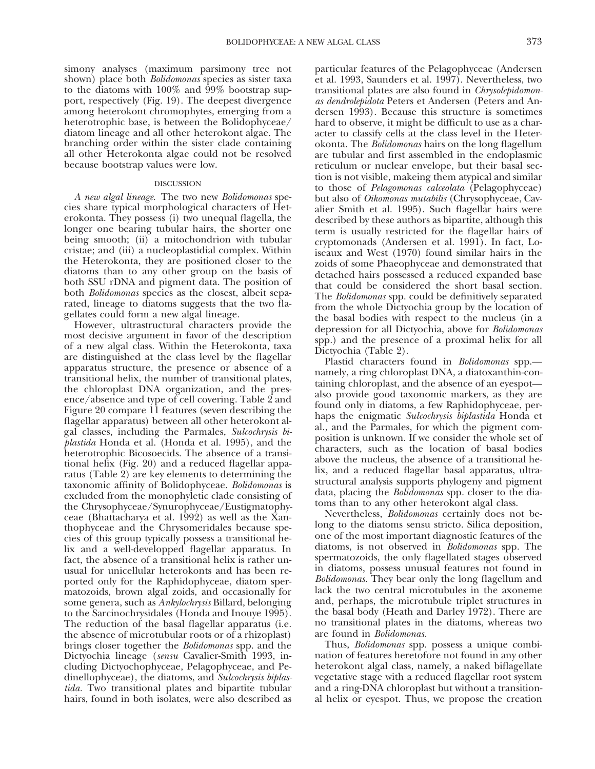simony analyses (maximum parsimony tree not shown) place both *Bolidomonas* species as sister taxa to the diatoms with 100% and 99% bootstrap support, respectively (Fig. 19). The deepest divergence among heterokont chromophytes, emerging from a heterotrophic base, is between the Bolidophyceae/diatom lineage and all other heterokont algae. The branching order within the sister clade containing all other Heterokonta algae could not be resolved because bootstrap values were low.

## DISCUSSION

*A new algal lineage.* The two new *Bolidomonas* species share typical morphological characters of Heterokonta. They possess (i) two unequal flagella, the longer one bearing tubular hairs, the shorter one being smooth; (ii) a mitochondrion with tubular cristae; and (iii) a nucleoplastidial complex. Within the Heterokonta, they are positioned closer to the diatoms than to any other group on the basis of both SSU rDNA and pigment data. The position of both *Bolidomonas* species as the closest, albeit separated, lineage to diatoms suggests that the two flagellates could form a new algal lineage.

However, ultrastructural characters provide the most decisive argument in favor of the description of a new algal class. Within the Heterokonta, taxa are distinguished at the class level by the flagellar apparatus structure, the presence or absence of a transitional helix, the number of transitional plates, the chloroplast DNA organization, and the presence/absence and type of cell covering. Table 2 and Figure 20 compare 11 features (seven describing the flagellar apparatus) between all other heterokont algal classes, including the Parmales, *Sulcochrysis biplastida* Honda et al. (Honda et al. 1995), and the heterotrophic Bicosoecids. The absence of a transitional helix (Fig. 20) and a reduced flagellar apparatus (Table 2) are key elements to determining the taxonomic affinity of Bolidophyceae. *Bolidomonas* is excluded from the monophyletic clade consisting of the Chrysophyceae/Synurophyceae/Eustigmatophyceae (Bhattacharya et al. 1992) as well as the Xanthophyceae and the Chrysomeridales because species of this group typically possess a transitional helix and a well-developped flagellar apparatus. In fact, the absence of a transitional helix is rather unusual for unicellular heterokonts and has been reported only for the Raphidophyceae, diatom spermatozoids, brown algal zoids, and occasionally for some genera, such as *Ankylochrysis* Billard, belonging to the Sarcinochrysidales (Honda and Inouye 1995). The reduction of the basal flagellar apparatus (i.e. the absence of microtubular roots or of a rhizoplast) brings closer together the *Bolidomonas* spp. and the Dictyochia lineage (*sensu* Cavalier-Smith 1993, including Dictyochophyceae, Pelagophyceae, and Pedinellophyceae), the diatoms, and *Sulcochrysis biplastida.* Two transitional plates and bipartite tubular hairs, found in both isolates, were also described as particular features of the Pelagophyceae (Andersen et al. 1993, Saunders et al. 1997). Nevertheless, two transitional plates are also found in *Chrysolepidomonas dendrolepidota* Peters et Andersen (Peters and Andersen 1993). Because this structure is sometimes hard to observe, it might be difficult to use as a character to classify cells at the class level in the Heterokonta. The *Bolidomonas* hairs on the long flagellum are tubular and first assembled in the endoplasmic reticulum or nuclear envelope, but their basal section is not visible, makeing them atypical and similar to those of *Pelagomonas calceolata* (Pelagophyceae) but also of *Oikomonas mutabilis* (Chrysophyceae, Cavalier Smith et al. 1995). Such flagellar hairs were described by these authors as bipartite, although this term is usually restricted for the flagellar hairs of cryptomonads (Andersen et al. 1991). In fact, Loiseaux and West (1970) found similar hairs in the zoids of some Phaeophyceae and demonstrated that detached hairs possessed a reduced expanded base that could be considered the short basal section. The *Bolidomonas* spp. could be definitively separated from the whole Dictyochia group by the location of the basal bodies with respect to the nucleus (in a depression for all Dictyochia, above for *Bolidomonas* spp.) and the presence of a proximal helix for all Dictyochia (Table 2).

Plastid characters found in *Bolidomonas* spp.—namely, a ring chloroplast DNA, a diatoxanthin-containing chloroplast, and the absence of an eyespot—also provide good taxonomic markers, as they are found only in diatoms, a few Raphidophyceae, perhaps the enigmatic *Sulcochrysis biplastida* Honda et al., and the Parmales, for which the pigment composition is unknown. If we consider the whole set of characters, such as the location of basal bodies above the nucleus, the absence of a transitional helix, and a reduced flagellar basal apparatus, ultrastructural analysis supports phylogeny and pigment data, placing the *Bolidomonas* spp. closer to the diatoms than to any other heterokont algal class.

Nevertheless, *Bolidomonas* certainly does not belong to the diatoms sensu stricto. Silica deposition, one of the most important diagnostic features of the diatoms, is not observed in *Bolidomonas* spp. The spermatozoids, the only flagellated stages observed in diatoms, possess unusual features not found in *Bolidomonas.* They bear only the long flagellum and lack the two central microtubules in the axoneme and, perhaps, the microtubule triplet structures in the basal body (Heath and Darley 1972). There are no transitional plates in the diatoms, whereas two are found in *Bolidomonas.*

Thus, *Bolidomonas* spp. possess a unique combination of features heretofore not found in any other heterokont algal class, namely, a naked biflagellate vegetative stage with a reduced flagellar root system and a ring-DNA chloroplast but without a transitional helix or eyespot. Thus, we propose the creation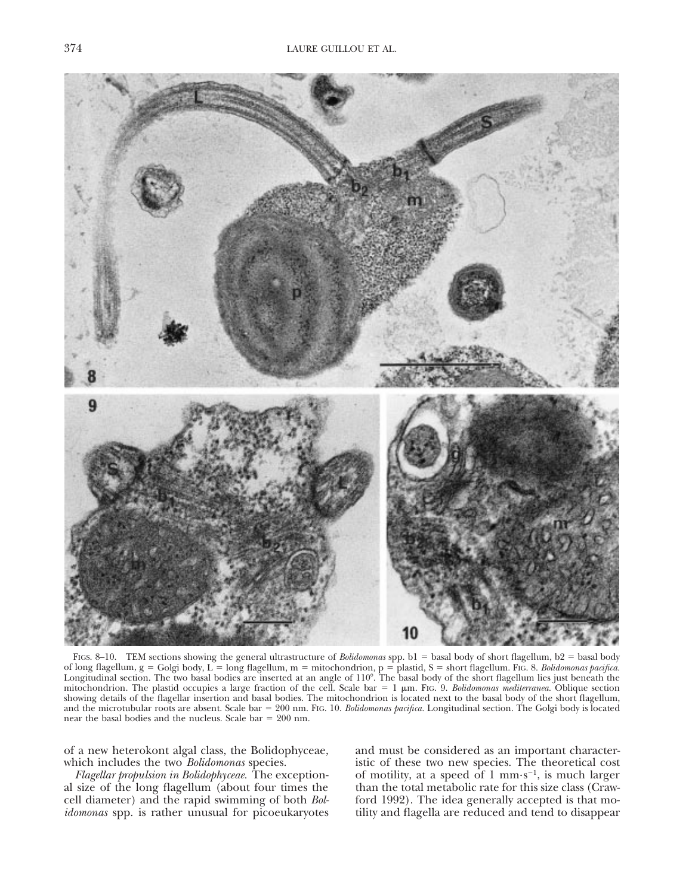FIGS. 8–10. TEM sections showing the general ultrastructure of *Bolidomonas* spp. b1 = basal body of short flagellum, b2 = basal body of long flagellum, g = Golgi body, L = long flagellum, m = mitochondrion, p = plastid, S = short flagellum. FIG. 8. *Bolidomonas pacifica.* Longitudinal section. The two basal bodies are inserted at an angle of 110°. The basal body of the short flagellum lies just beneath the mitochondrion. The plastid occupies a large fraction of the cell. Scale bar = 1 μm. FIG. 9. *Bolidomonas mediterranea.* Oblique section showing details of the flagellar insertion and basal bodies. The mitochondrion is located next to the basal body of the short flagellum, and the microtubular roots are absent. Scale bar = 200 nm. FIG. 10. *Bolidomonas pacifica.* Longitudinal section. The Golgi body is located near the basal bodies and the nucleus. Scale bar = 200 nm.

of a new heterokont algal class, the Bolidophyceae, which includes the two *Bolidomonas* species.

*Flagellar propulsion in Bolidophyceae.* The exceptional size of the long flagellum (about four times the cell diameter) and the rapid swimming of both *Bolidomonas* spp. is rather unusual for picoeukaryotes and must be considered as an important characteristic of these two new species. The theoretical cost of motility, at a speed of 1 $mm \cdot s^{-1}$, is much larger than the total metabolic rate for this size class (Crawford 1992). The idea generally accepted is that motility and flagella are reduced and tend to disappear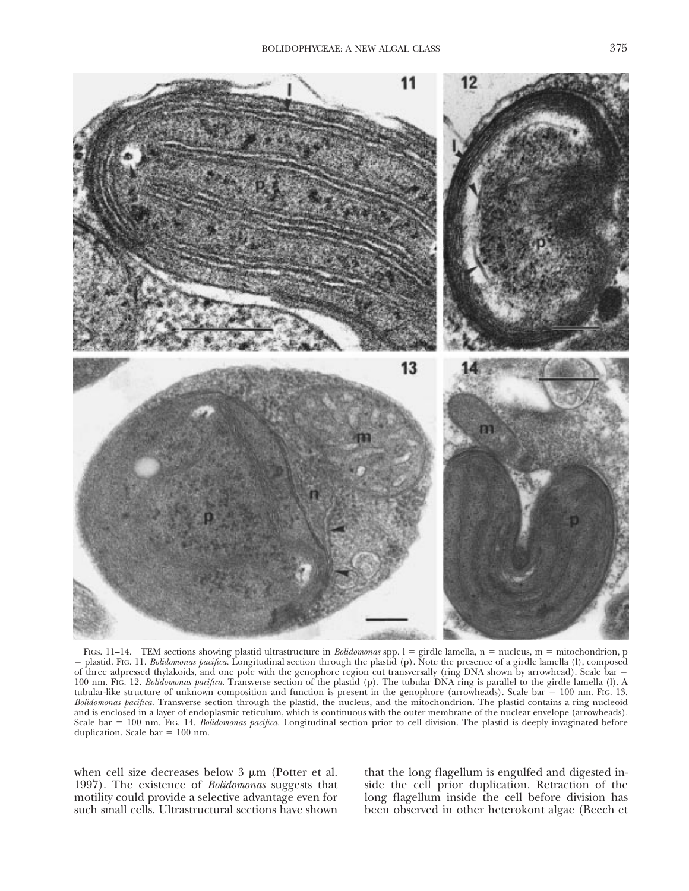Figs. 11–14. TEM sections showing plastid ultrastructure in *Bolidomonas* spp. l = girdle lamella, n = nucleus, m = mitochondrion, p = plastid. Fig. 11. *Bolidomonas pacifica*. Longitudinal section through the plastid (p). Note the presence of a girdle lamella (l), composed of three adpressed thylakoids, and one pole with the genophore region cut transversally (ring DNA shown by arrowhead). Scale bar = 100 nm. Fig. 12. *Bolidomonas pacifica*. Transverse section of the plastid (p). The tubular DNA ring is parallel to the girdle lamella (l). A tubular-like structure of unknown composition and function is present in the genophore (arrowheads). Scale bar = 100 nm. Fig. 13. *Bolidomonas pacifica*. Transverse section through the plastid, the nucleus, and the mitochondrion. The plastid contains a ring nucleoid and is enclosed in a layer of endoplasmic reticulum, which is continuous with the outer membrane of the nuclear envelope (arrowheads). Scale bar = 100 nm. Fig. 14. *Bolidomonas pacifica*. Longitudinal section prior to cell division. The plastid is deeply invaginated before duplication. Scale bar = 100 nm.

when cell size decreases below 3 μm (Potter et al. 1997). The existence of *Bolidomonas* suggests that motility could provide a selective advantage even for such small cells. Ultrastructural sections have shown that the long flagellum is engulfed and digested inside the cell prior duplication. Retraction of the long flagellum inside the cell before division has been observed in other heterokont algae (Beech et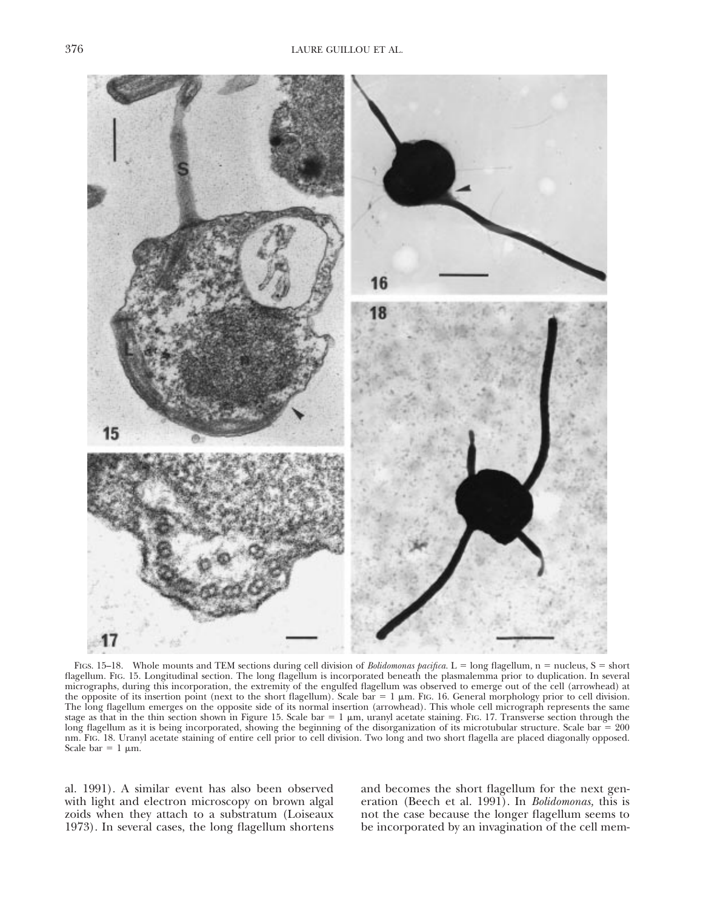FIGS. 15–18. Whole mounts and TEM sections during cell division of *Bolidomonas pacifica*. L = long flagellum, n = nucleus, S = short flagellum. FIG. 15. Longitudinal section. The long flagellum is incorporated beneath the plasmalemma prior to duplication. In several micrographs, during this incorporation, the extremity of the engulfed flagellum was observed to emerge out of the cell (arrowhead) at the opposite of its insertion point (next to the short flagellum). Scale bar = 1 μm. FIG. 16. General morphology prior to cell division. The long flagellum emerges on the opposite side of its normal insertion (arrowhead). This whole cell micrograph represents the same stage as that in the thin section shown in Figure 15. Scale bar = 1 μm, uranyl acetate staining. FIG. 17. Transverse section through the long flagellum as it is being incorporated, showing the beginning of the disorganization of its microtubular structure. Scale bar = 200 nm. FIG. 18. Uranyl acetate staining of entire cell prior to cell division. Two long and two short flagella are placed diagonally opposed. Scale bar = 1 μm.

al. 1991). A similar event has also been observed with light and electron microscopy on brown algal zoids when they attach to a substratum (Loiseaux 1973). In several cases, the long flagellum shortens and becomes the short flagellum for the next generation (Beech et al. 1991). In *Bolidomonas,* this is not the case because the longer flagellum seems to be incorporated by an invagination of the cell mem-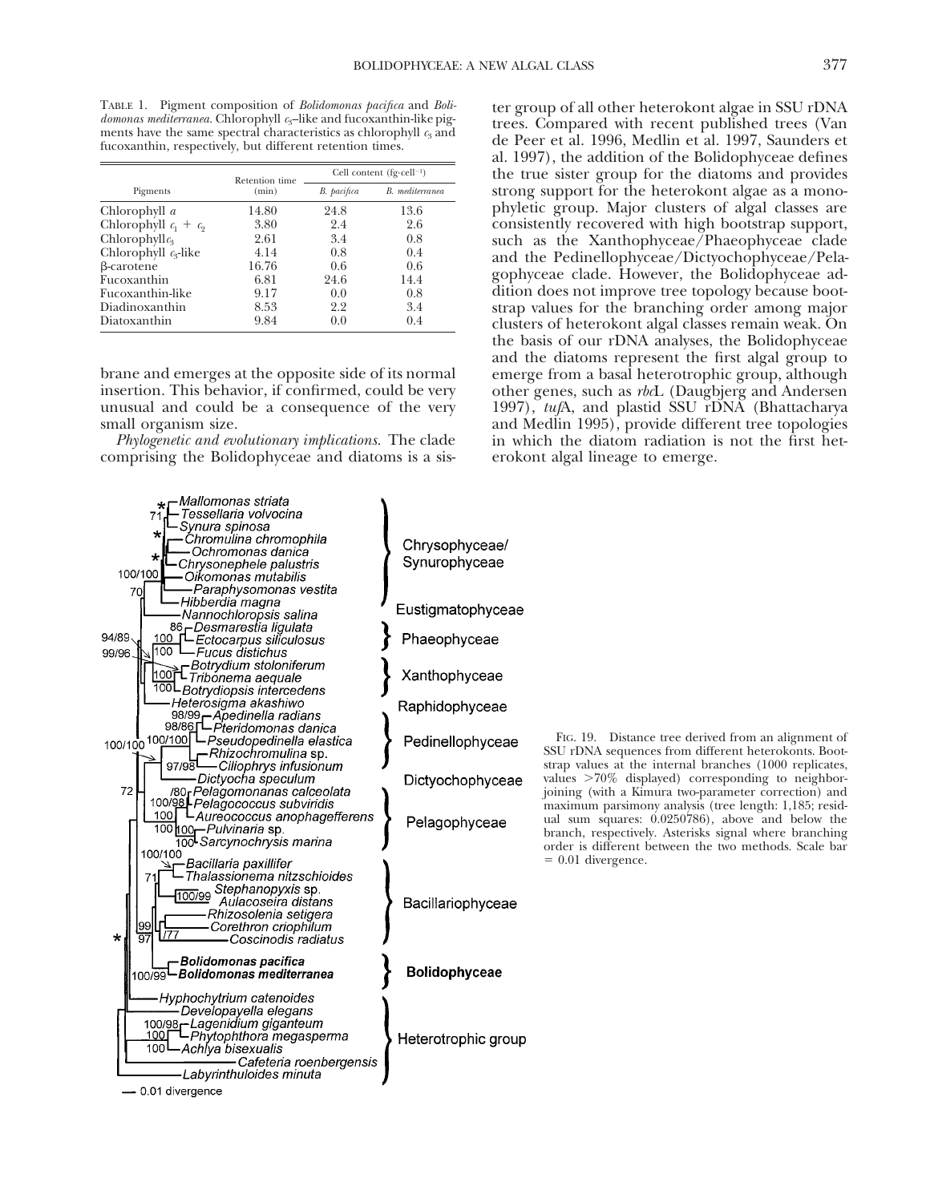Table 1. Pigment composition of *Bolidomonas pacifica* and *Bolidomonas mediterranea*. Chlorophyll $c_3$–like and fucoxanthin-like pigments have the same spectral characteristics as chlorophyll $c_3$ and fucoxanthin, respectively, but different retention times.

| Pigments | Retention time (min) | Cell content (fg·cell⁻¹) | |
|---|---|---|---|
| | | *B. pacifica* | *B. mediterranea* |
| Chlorophyll *a* | 14.80 | 24.8 | 13.6 |
| Chlorophyll $c_1 + c_2$ | 3.80 | 2.4 | 2.6 |
| Chlorophyll $c_3$ | 2.61 | 3.4 | 0.8 |
| Chlorophyll $c_3$-like | 4.14 | 0.8 | 0.4 |
| β-carotene | 16.76 | 0.6 | 0.6 |
| Fucoxanthin | 6.81 | 24.6 | 14.4 |
| Fucoxanthin-like | 9.17 | 0.0 | 0.8 |
| Diadinoxanthin | 8.53 | 2.2 | 3.4 |
| Diatoxanthin | 9.84 | 0.0 | 0.4 |

brane and emerges at the opposite side of its normal insertion. This behavior, if confirmed, could be very unusual and could be a consequence of the very small organism size.

*Phylogenetic and evolutionary implications.* The clade comprising the Bolidophyceae and diatoms is a sister group of all other heterokont algae in SSU rDNA trees. Compared with recent published trees (Van de Peer et al. 1996, Medlin et al. 1997, Saunders et al. 1997), the addition of the Bolidophyceae defines the true sister group for the diatoms and provides strong support for the heterokont algae as a monophyletic group. Major clusters of algal classes are consistently recovered with high bootstrap support, such as the Xanthophyceae/Phaeophyceae clade and the Pedinellophyceae/Dictyochophyceae/Pelagophyceae clade. However, the Bolidophyceae addition does not improve tree topology because bootstrap values for the branching order among major clusters of heterokont algal classes remain weak. On the basis of our rDNA analyses, the Bolidophyceae and the diatoms represent the first algal group to emerge from a basal heterotrophic group, although other genes, such as *rbc*L (Daugbjerg and Andersen 1997), *tuf*A, and plastid SSU rDNA (Bhattacharya and Medlin 1995), provide different tree topologies in which the diatom radiation is not the first heterokont algal lineage to emerge.

Fig. 19. Distance tree derived from an alignment of SSU rDNA sequences from different heterokonts. Bootstrap values at the internal branches (1000 replicates, values >70% displayed) corresponding to neighbor-joining (with a Kimura two-parameter correction) and maximum parsimony analysis (tree length: 1,185; residual sum squares: 0.0250786), above and below the branch, respectively. Asterisks signal where branching order is different between the two methods. Scale bar = 0.01 divergence.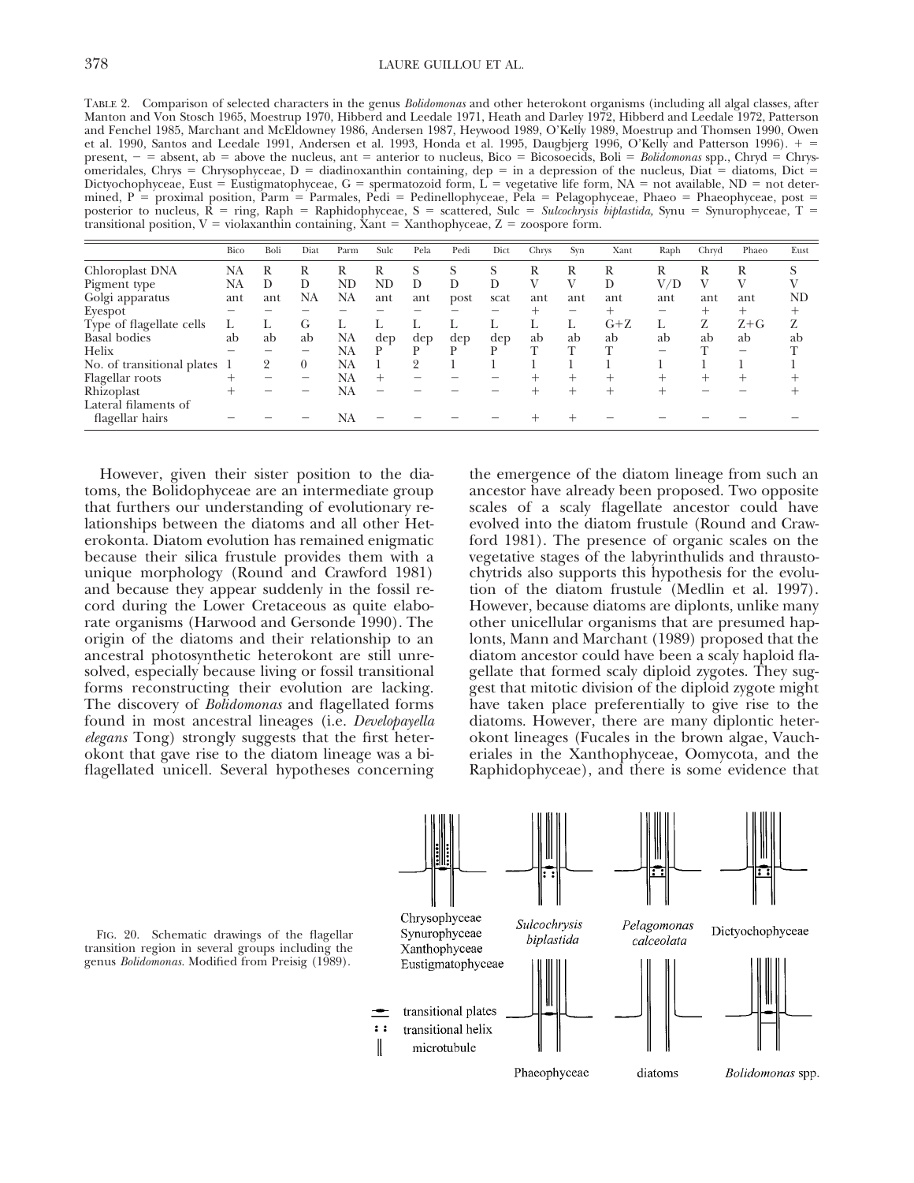TABLE 2. Comparison of selected characters in the genus *Bolidomonas* and other heterokont organisms (including all algal classes, after Manton and Von Stosch 1965, Moestrup 1970, Hibberd and Leedale 1971, Heath and Darley 1972, Hibberd and Leedale 1972, Patterson and Fenchel 1985, Marchant and McEldowney 1986, Andersen 1987, Heywood 1989, O'Kelly 1989, Moestrup and Thomsen 1990, Owen et al. 1990, Santos and Leedale 1991, Andersen et al. 1993, Honda et al. 1995, Daugbjerg 1996, O'Kelly and Patterson 1996). + = present, − = absent, ab = above the nucleus, ant = anterior to nucleus, Bico = Bicosoecids, Boli = *Bolidomonas* spp., Chryd = Chrysomeridales, Chrys = Chrysophyceae, D = diadinoxanthin containing, dep = in a depression of the nucleus, Diat = diatoms, Dict = Dictyochophyceae, Eust = Eustigmatophyceae, G = spermatozoid form, L = vegetative life form, NA = not available, ND = not determined, P = proximal position, Parm = Parmales, Pedi = Pedinellophyceae, Pela = Pelagophyceae, Phaeo = Phaeophyceae, post = posterior to nucleus, R = ring, Raph = Raphidophyceae, S = scattered, Sulc = *Sulcochrysis biplastida*, Synu = Synurophyceae, T = transitional position, V = violaxanthin containing, Xant = Xanthophyceae, Z = zoospore form.

| | Bico | Boli | Diat | Parm | Sulc | Pela | Pedi | Dict | Chrys | Syn | Xant | Raph | Chryd | Phaeo | Eust |
|---|---|---|---|---|---|---|---|---|---|---|---|---|---|---|---|
| Chloroplast DNA | NA | R | R | R | R | S | S | S | R | R | R | R | R | R | S |
| Pigment type | NA | D | D | ND | ND | D | D | D | V | V | D | V/D | V | V | V |
| Golgi apparatus | ant | ant | NA | NA | ant | ant | post | scat | ant | ant | ant | ant | ant | ant | ND |
| Eyespot | − | − | − | − | − | − | − | − | + | − | + | − | + | + | + |
| Type of flagellate cells | L | L | G | L | L | L | L | L | L | L | G+Z | L | Z | Z+G | Z |
| Basal bodies | ab | ab | ab | NA | dep | dep | dep | dep | ab | ab | ab | ab | ab | ab | ab |
| Helix | − | − | − | NA | P | P | P | P | T | T | T | − | T | − | T |
| No. of transitional plates | 1 | 2 | 0 | NA | 1 | 2 | 1 | 1 | 1 | 1 | 1 | 1 | 1 | 1 | 1 |
| Flagellar roots | + | − | − | NA | + | − | − | − | + | + | + | + | + | + | + |
| Rhizoplast | + | − | − | NA | − | − | − | − | + | + | + | + | − | − | + |
| Lateral filaments of flagellar hairs | − | − | − | NA | − | − | − | − | + | + | − | − | − | − | − |

However, given their sister position to the diatoms, the Bolidophyceae are an intermediate group that furthers our understanding of evolutionary relationships between the diatoms and all other Heterokonta. Diatom evolution has remained enigmatic because their silica frustule provides them with a unique morphology (Round and Crawford 1981) and because they appear suddenly in the fossil record during the Lower Cretaceous as quite elaborate organisms (Harwood and Gersonde 1990). The origin of the diatoms and their relationship to an ancestral photosynthetic heterokont are still unresolved, especially because living or fossil transitional forms reconstructing their evolution are lacking. The discovery of *Bolidomonas* and flagellated forms found in most ancestral lineages (i.e. *Developayella elegans* Tong) strongly suggests that the first heterokont that gave rise to the diatom lineage was a biflagellated unicell. Several hypotheses concerning the emergence of the diatom lineage from such an ancestor have already been proposed. Two opposite scales of a scaly flagellate ancestor could have evolved into the diatom frustule (Round and Crawford 1981). The presence of organic scales on the vegetative stages of the labyrinthulids and thraustochytrids also supports this hypothesis for the evolution of the diatom frustule (Medlin et al. 1997). However, because diatoms are diplonts, unlike many other unicellular organisms that are presumed haplonts, Mann and Marchant (1989) proposed that the diatom ancestor could have been a scaly haploid flagellate that formed scaly diploid zygotes. They suggest that mitotic division of the diploid zygote might have taken place preferentially to give rise to the diatoms. However, there are many diplontic heterokont lineages (Fucales in the brown algae, Vaucheriales in the Xanthophyceae, Oomycota, and the Raphidophyceae), and there is some evidence that

FIG. 20. Schematic drawings of the flagellar transition region in several groups including the genus *Bolidomonas*. Modified from Preisig (1989).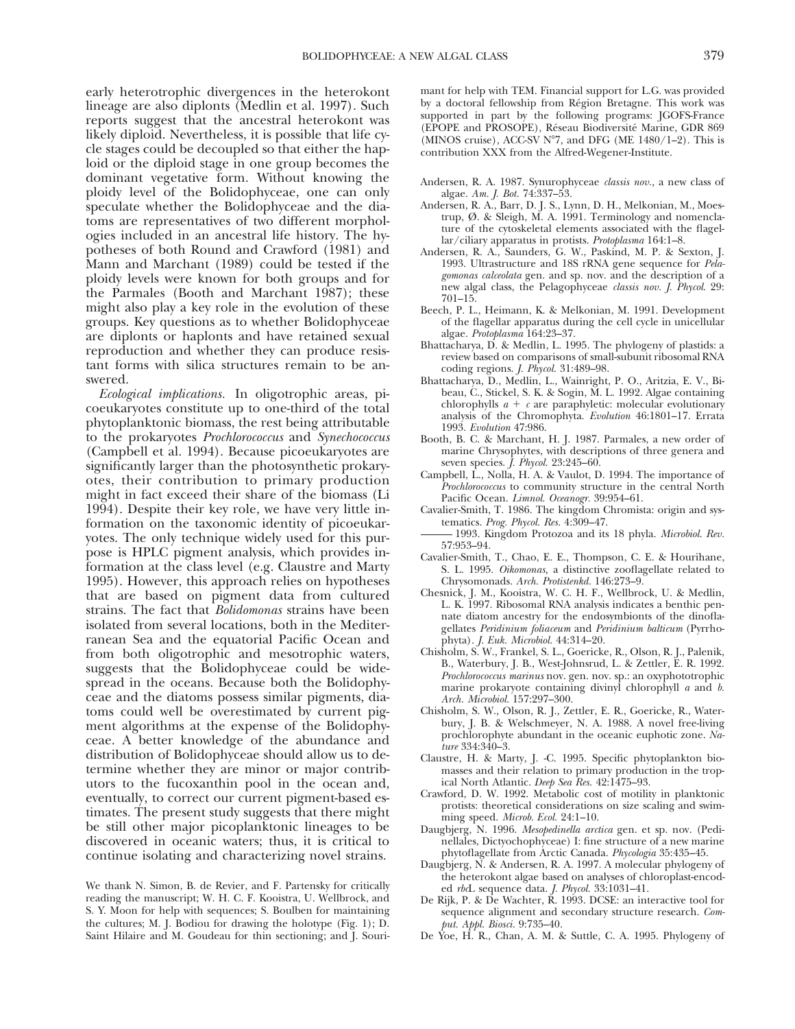early heterotrophic divergences in the heterokont lineage are also diplonts (Medlin et al. 1997). Such reports suggest that the ancestral heterokont was likely diploid. Nevertheless, it is possible that life cycle stages could be decoupled so that either the haploid or the diploid stage in one group becomes the dominant vegetative form. Without knowing the ploidy level of the Bolidophyceae, one can only speculate whether the Bolidophyceae and the diatoms are representatives of two different morphologies included in an ancestral life history. The hypotheses of both Round and Crawford (1981) and Mann and Marchant (1989) could be tested if the ploidy levels were known for both groups and for the Parmales (Booth and Marchant 1987); these might also play a key role in the evolution of these groups. Key questions as to whether Bolidophyceae are diplonts or haplonts and have retained sexual reproduction and whether they can produce resistant forms with silica structures remain to be answered.

*Ecological implications.* In oligotrophic areas, picoeukaryotes constitute up to one-third of the total phytoplanktonic biomass, the rest being attributable to the prokaryotes *Prochlorococcus* and *Synechococcus* (Campbell et al. 1994). Because picoeukaryotes are significantly larger than the photosynthetic prokaryotes, their contribution to primary production might in fact exceed their share of the biomass (Li 1994). Despite their key role, we have very little information on the taxonomic identity of picoeukaryotes. The only technique widely used for this purpose is HPLC pigment analysis, which provides information at the class level (e.g. Claustre and Marty 1995). However, this approach relies on hypotheses that are based on pigment data from cultured strains. The fact that *Bolidomonas* strains have been isolated from several locations, both in the Mediterranean Sea and the equatorial Pacific Ocean and from both oligotrophic and mesotrophic waters, suggests that the Bolidophyceae could be widespread in the oceans. Because both the Bolidophyceae and the diatoms possess similar pigments, diatoms could well be overestimated by current pigment algorithms at the expense of the Bolidophyceae. A better knowledge of the abundance and distribution of Bolidophyceae should allow us to determine whether they are minor or major contributors to the fucoxanthin pool in the ocean and, eventually, to correct our current pigment-based estimates. The present study suggests that there might be still other major picoplanktonic lineages to be discovered in oceanic waters; thus, it is critical to continue isolating and characterizing novel strains.

We thank N. Simon, B. de Revier, and F. Partensky for critically reading the manuscript; W. H. C. F. Kooistra, U. Wellbrock, and S. Y. Moon for help with sequences; S. Boulben for maintaining the cultures; M. J. Bodiou for drawing the holotype (Fig. 1); D. Saint Hilaire and M. Goudeau for thin sectioning; and J. Sourimant for help with TEM. Financial support for L.G. was provided by a doctoral fellowship from Région Bretagne. This work was supported in part by the following programs: JGOFS-France (EPOPE and PROSOPE), Réseau Biodiversité Marine, GDR 869 (MINOS cruise), ACC-SV N°7, and DFG (ME 1480/1–2). This is contribution XXX from the Alfred-Wegener-Institute.

Andersen, R. A. 1987. Synurophyceae *classis nov.*, a new class of algae. *Am. J. Bot.* 74:337–53.

Andersen, R. A., Barr, D. J. S., Lynn, D. H., Melkonian, M., Moestrup, Ø. & Sleigh, M. A. 1991. Terminology and nomenclature of the cytoskeletal elements associated with the flagellar/ciliary apparatus in protists. *Protoplasma* 164:1–8.

Andersen, R. A., Saunders, G. W., Paskind, M. P. & Sexton, J. 1993. Ultrastructure and 18S rRNA gene sequence for *Pelagomonas calceolata* gen. and sp. nov. and the description of a new algal class, the Pelagophyceae *classis nov. J. Phycol.* 29: 701–15.

Beech, P. L., Heimann, K. & Melkonian, M. 1991. Development of the flagellar apparatus during the cell cycle in unicellular algae. *Protoplasma* 164:23–37.

Bhattacharya, D. & Medlin, L. 1995. The phylogeny of plastids: a review based on comparisons of small-subunit ribosomal RNA coding regions. *J. Phycol.* 31:489–98.

Bhattacharya, D., Medlin, L., Wainright, P. O., Aritzia, E. V., Bibeau, C., Stickel, S. K. & Sogin, M. L. 1992. Algae containing chlorophylls $a + c$ are paraphyletic: molecular evolutionary analysis of the Chromophyta. *Evolution* 46:1801–17. Errata 1993. *Evolution* 47:986.

Booth, B. C. & Marchant, H. J. 1987. Parmales, a new order of marine Chrysophytes, with descriptions of three genera and seven species. *J. Phycol.* 23:245–60.

Campbell, L., Nolla, H. A. & Vaulot, D. 1994. The importance of *Prochlorococcus* to community structure in the central North Pacific Ocean. *Limnol. Oceanogr.* 39:954–61.

Cavalier-Smith, T. 1986. The kingdom Chromista: origin and systematics. *Prog. Phycol. Res.* 4:309–47.

——— 1993. Kingdom Protozoa and its 18 phyla. *Microbiol. Rev.* 57:953–94.

Cavalier-Smith, T., Chao, E. E., Thompson, C. E. & Hourihane, S. L. 1995. *Oikomonas*, a distinctive zooflagellate related to Chrysomonads. *Arch. Protistenkd.* 146:273–9.

Chesnick, J. M., Kooistra, W. C. H. F., Wellbrock, U. & Medlin, L. K. 1997. Ribosomal RNA analysis indicates a benthic pennate diatom ancestry for the endosymbionts of the dinoflagellates *Peridinium foliaceum* and *Peridinium balticum* (Pyrrhophyta). *J. Euk. Microbiol.* 44:314–20.

Chisholm, S. W., Frankel, S. L., Goericke, R., Olson, R. J., Palenik, B., Waterbury, J. B., West-Johnsrud, L. & Zettler, E. R. 1992. *Prochlorococcus marinus* nov. gen. nov. sp.: an oxyphototrophic marine prokaryote containing divinyl chlorophyll *a* and *b*. *Arch. Microbiol.* 157:297–300.

Chisholm, S. W., Olson, R. J., Zettler, E. R., Goericke, R., Waterbury, J. B. & Welschmeyer, N. A. 1988. A novel free-living prochlorophyte abundant in the oceanic euphotic zone. *Nature* 334:340–3.

Claustre, H. & Marty, J. -C. 1995. Specific phytoplankton biomasses and their relation to primary production in the tropical North Atlantic. *Deep Sea Res.* 42:1475–93.

Crawford, D. W. 1992. Metabolic cost of motility in planktonic protists: theoretical considerations on size scaling and swimming speed. *Microb. Ecol.* 24:1–10.

Daugbjerg, N. 1996. *Mesopedinella arctica* gen. et sp. nov. (Pedinellales, Dictyochophyceae) I: fine structure of a new marine phytoflagellate from Arctic Canada. *Phycologia* 35:435–45.

Daugbjerg, N. & Andersen, R. A. 1997. A molecular phylogeny of the heterokont algae based on analyses of chloroplast-encoded *rbc*L sequence data. *J. Phycol.* 33:1031–41.

De Rijk, P. & De Wachter, R. 1993. DCSE: an interactive tool for sequence alignment and secondary structure research. *Comput. Appl. Biosci.* 9:735–40.

De Yoe, H. R., Chan, A. M. & Suttle, C. A. 1995. Phylogeny of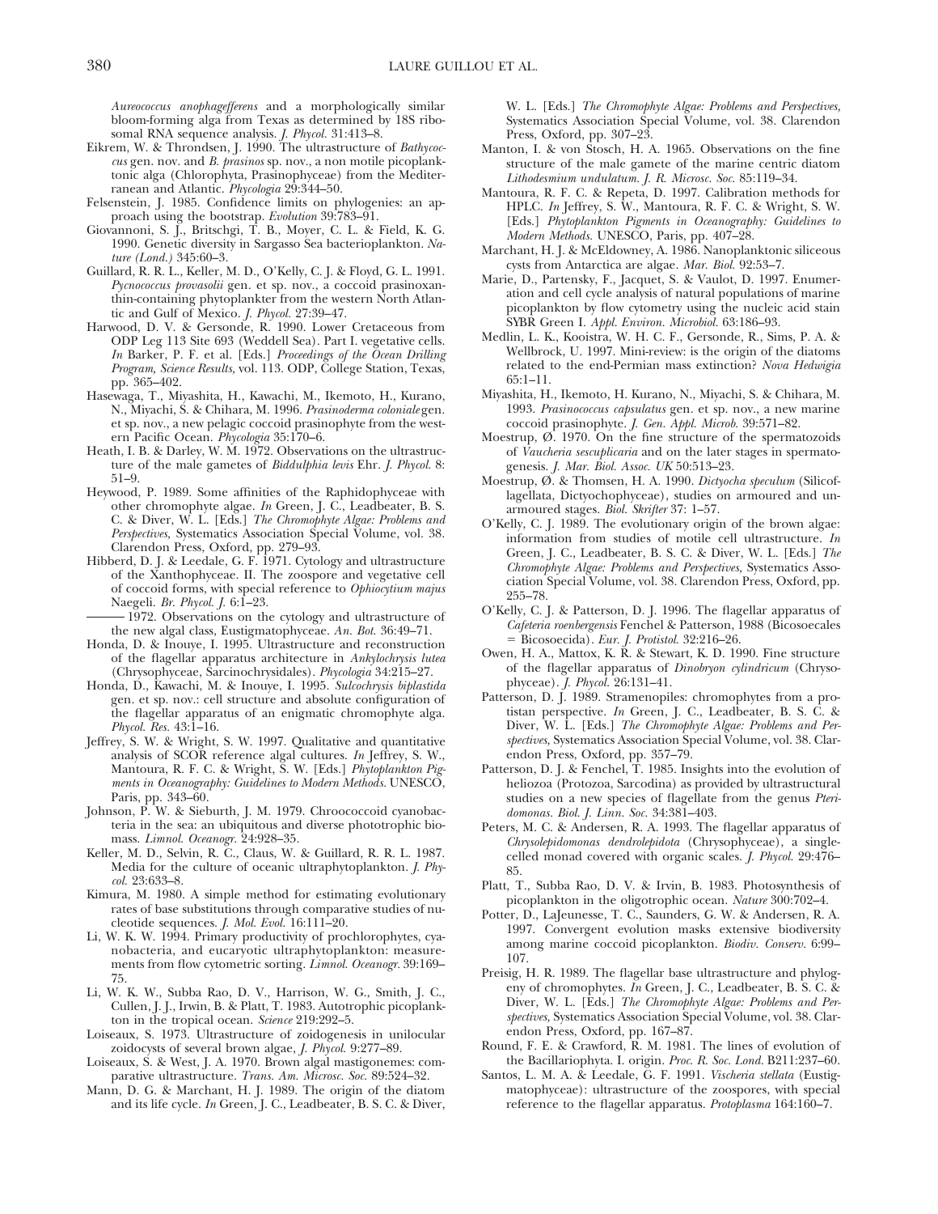*Aureococcus anophagefferens* and a morphologically similar bloom-forming alga from Texas as determined by 18S ribosomal RNA sequence analysis. *J. Phycol.* 31:413–8.

Eikrem, W. & Throndsen, J. 1990. The ultrastructure of *Bathycoccus* gen. nov. and *B. prasinos* sp. nov., a non motile picoplanktonic alga (Chlorophyta, Prasinophyceae) from the Mediterranean and Atlantic. *Phycologia* 29:344–50.

Felsenstein, J. 1985. Confidence limits on phylogenies: an approach using the bootstrap. *Evolution* 39:783–91.

Giovannoni, S. J., Britschgi, T. B., Moyer, C. L. & Field, K. G. 1990. Genetic diversity in Sargasso Sea bacterioplankton. *Nature (Lond.)* 345:60–3.

Guillard, R. R. L., Keller, M. D., O'Kelly, C. J. & Floyd, G. L. 1991. *Pycnococcus provasolii* gen. et sp. nov., a coccoid prasinoxanthin-containing phytoplankter from the western North Atlantic and Gulf of Mexico. *J. Phycol.* 27:39–47.

Harwood, D. V. & Gersonde, R. 1990. Lower Cretaceous from ODP Leg 113 Site 693 (Weddell Sea). Part I. vegetative cells. *In* Barker, P. F. et al. [Eds.] *Proceedings of the Ocean Drilling Program, Science Results*, vol. 113. ODP, College Station, Texas, pp. 365–402.

Hasewaga, T., Miyashita, H., Kawachi, M., Ikemoto, H., Kurano, N., Miyachi, S. & Chihara, M. 1996. *Prasinoderma coloniale* gen. et sp. nov., a new pelagic coccoid prasinophyte from the western Pacific Ocean. *Phycologia* 35:170–6.

Heath, I. B. & Darley, W. M. 1972. Observations on the ultrastructure of the male gametes of *Biddulphia levis* Ehr. *J. Phycol.* 8: 51–9.

Heywood, P. 1989. Some affinities of the Raphidophyceae with other chromophyte algae. *In* Green, J. C., Leadbeater, B. S. C. & Diver, W. L. [Eds.] *The Chromophyte Algae: Problems and Perspectives*, Systematics Association Special Volume, vol. 38. Clarendon Press, Oxford, pp. 279–93.

Hibberd, D. J. & Leedale, G. F. 1971. Cytology and ultrastructure of the Xanthophyceae. II. The zoospore and vegetative cell of coccoid forms, with special reference to *Ophiocytium majus* Naegeli. *Br. Phycol. J.* 6:1–23.

——— 1972. Observations on the cytology and ultrastructure of the new algal class, Eustigmatophyceae. *An. Bot.* 36:49–71.

Honda, D. & Inouye, I. 1995. Ultrastructure and reconstruction of the flagellar apparatus architecture in *Ankylochrysis lutea* (Chrysophyceae, Sarcinochrysidales). *Phycologia* 34:215–27.

Honda, D., Kawachi, M. & Inouye, I. 1995. *Sulcochrysis biplastida* gen. et sp. nov.: cell structure and absolute configuration of the flagellar apparatus of an enigmatic chromophyte alga. *Phycol. Res.* 43:1–16.

Jeffrey, S. W. & Wright, S. W. 1997. Qualitative and quantitative analysis of SCOR reference algal cultures. *In* Jeffrey, S. W., Mantoura, R. F. C. & Wright, S. W. [Eds.] *Phytoplankton Pigments in Oceanography: Guidelines to Modern Methods*. UNESCO, Paris, pp. 343–60.

Johnson, P. W. & Sieburth, J. M. 1979. Chroococcoid cyanobacteria in the sea: an ubiquitous and diverse phototrophic biomass. *Limnol. Oceanogr.* 24:928–35.

Keller, M. D., Selvin, R. C., Claus, W. & Guillard, R. R. L. 1987. Media for the culture of oceanic ultraphytoplankton. *J. Phycol.* 23:633–8.

Kimura, M. 1980. A simple method for estimating evolutionary rates of base substitutions through comparative studies of nucleotide sequences. *J. Mol. Evol.* 16:111–20.

Li, W. K. W. 1994. Primary productivity of prochlorophytes, cyanobacteria, and eucaryotic ultraphytoplankton: measurements from flow cytometric sorting. *Limnol. Oceanogr.* 39:169–75.

Li, W. K. W., Subba Rao, D. V., Harrison, W. G., Smith, J. C., Cullen, J. J., Irwin, B. & Platt, T. 1983. Autotrophic picoplankton in the tropical ocean. *Science* 219:292–5.

Loiseaux, S. 1973. Ultrastructure of zoidogenesis in unilocular zoidocysts of several brown algae, *J. Phycol.* 9:277–89.

Loiseaux, S. & West, J. A. 1970. Brown algal mastigonemes: comparative ultrastructure. *Trans. Am. Microsc. Soc.* 89:524–32.

Mann, D. G. & Marchant, H. J. 1989. The origin of the diatom and its life cycle. *In* Green, J. C., Leadbeater, B. S. C. & Diver, W. L. [Eds.] *The Chromophyte Algae: Problems and Perspectives*, Systematics Association Special Volume, vol. 38. Clarendon Press, Oxford, pp. 307–23.

Manton, I. & von Stosch, H. A. 1965. Observations on the fine structure of the male gamete of the marine centric diatom *Lithodesmium undulatum*. *J. R. Microsc. Soc.* 85:119–34.

Mantoura, R. F. C. & Repeta, D. 1997. Calibration methods for HPLC. *In* Jeffrey, S. W., Mantoura, R. F. C. & Wright, S. W. [Eds.] *Phytoplankton Pigments in Oceanography: Guidelines to Modern Methods*. UNESCO, Paris, pp. 407–28.

Marchant, H. J. & McEldowney, A. 1986. Nanoplanktonic siliceous cysts from Antarctica are algae. *Mar. Biol.* 92:53–7.

Marie, D., Partensky, F., Jacquet, S. & Vaulot, D. 1997. Enumeration and cell cycle analysis of natural populations of marine picoplankton by flow cytometry using the nucleic acid stain SYBR Green I. *Appl. Environ. Microbiol.* 63:186–93.

Medlin, L. K., Kooistra, W. H. C. F., Gersonde, R., Sims, P. A. & Wellbrock, U. 1997. Mini-review: is the origin of the diatoms related to the end-Permian mass extinction? *Nova Hedwigia* 65:1–11.

Miyashita, H., Ikemoto, H. Kurano, N., Miyachi, S. & Chihara, M. 1993. *Prasinococcus capsulatus* gen. et sp. nov., a new marine coccoid prasinophyte. *J. Gen. Appl. Microb.* 39:571–82.

Moestrup, Ø. 1970. On the fine structure of the spermatozoids of *Vaucheria sescuplicaria* and on the later stages in spermatogenesis. *J. Mar. Biol. Assoc. UK* 50:513–23.

Moestrup, Ø. & Thomsen, H. A. 1990. *Dictyocha speculum* (Silicoflagellata, Dictyochophyceae), studies on armoured and unarmoured stages. *Biol. Skrifter* 37: 1–57.

O'Kelly, C. J. 1989. The evolutionary origin of the brown algae: information from studies of motile cell ultrastructure. *In* Green, J. C., Leadbeater, B. S. C. & Diver, W. L. [Eds.] *The Chromophyte Algae: Problems and Perspectives*, Systematics Association Special Volume, vol. 38. Clarendon Press, Oxford, pp. 255–78.

O'Kelly, C. J. & Patterson, D. J. 1996. The flagellar apparatus of *Cafeteria roenbergensis* Fenchel & Patterson, 1988 (Bicosoecales = Bicosoecida). *Eur. J. Protistol.* 32:216–26.

Owen, H. A., Mattox, K. R. & Stewart, K. D. 1990. Fine structure of the flagellar apparatus of *Dinobryon cylindricum* (Chrysophyceae). *J. Phycol.* 26:131–41.

Patterson, D. J. 1989. Stramenopiles: chromophytes from a protistan perspective. *In* Green, J. C., Leadbeater, B. S. C. & Diver, W. L. [Eds.] *The Chromophyte Algae: Problems and Perspectives*, Systematics Association Special Volume, vol. 38. Clarendon Press, Oxford, pp. 357–79.

Patterson, D. J. & Fenchel, T. 1985. Insights into the evolution of heliozoa (Protozoa, Sarcodina) as provided by ultrastructural studies on a new species of flagellate from the genus *Pteridomonas*. *Biol. J. Linn. Soc.* 34:381–403.

Peters, M. C. & Andersen, R. A. 1993. The flagellar apparatus of *Chrysolepidomonas dendrolepidota* (Chrysophyceae), a single-celled monad covered with organic scales. *J. Phycol.* 29:476–85.

Platt, T., Subba Rao, D. V. & Irvin, B. 1983. Photosynthesis of picoplankton in the oligotrophic ocean. *Nature* 300:702–4.

Potter, D., LaJeunesse, T. C., Saunders, G. W. & Andersen, R. A. 1997. Convergent evolution masks extensive biodiversity among marine coccoid picoplankton. *Biodiv. Conserv.* 6:99–107.

Preisig, H. R. 1989. The flagellar base ultrastructure and phylogeny of chromophytes. *In* Green, J. C., Leadbeater, B. S. C. & Diver, W. L. [Eds.] *The Chromophyte Algae: Problems and Perspectives*, Systematics Association Special Volume, vol. 38. Clarendon Press, Oxford, pp. 167–87.

Round, F. E. & Crawford, R. M. 1981. The lines of evolution of the Bacillariophyta. I. origin. *Proc. R. Soc. Lond.* B211:237–60.

Santos, L. M. A. & Leedale, G. F. 1991. *Vischeria stellata* (Eustigmatophyceae): ultrastructure of the zoospores, with special reference to the flagellar apparatus. *Protoplasma* 164:160–7.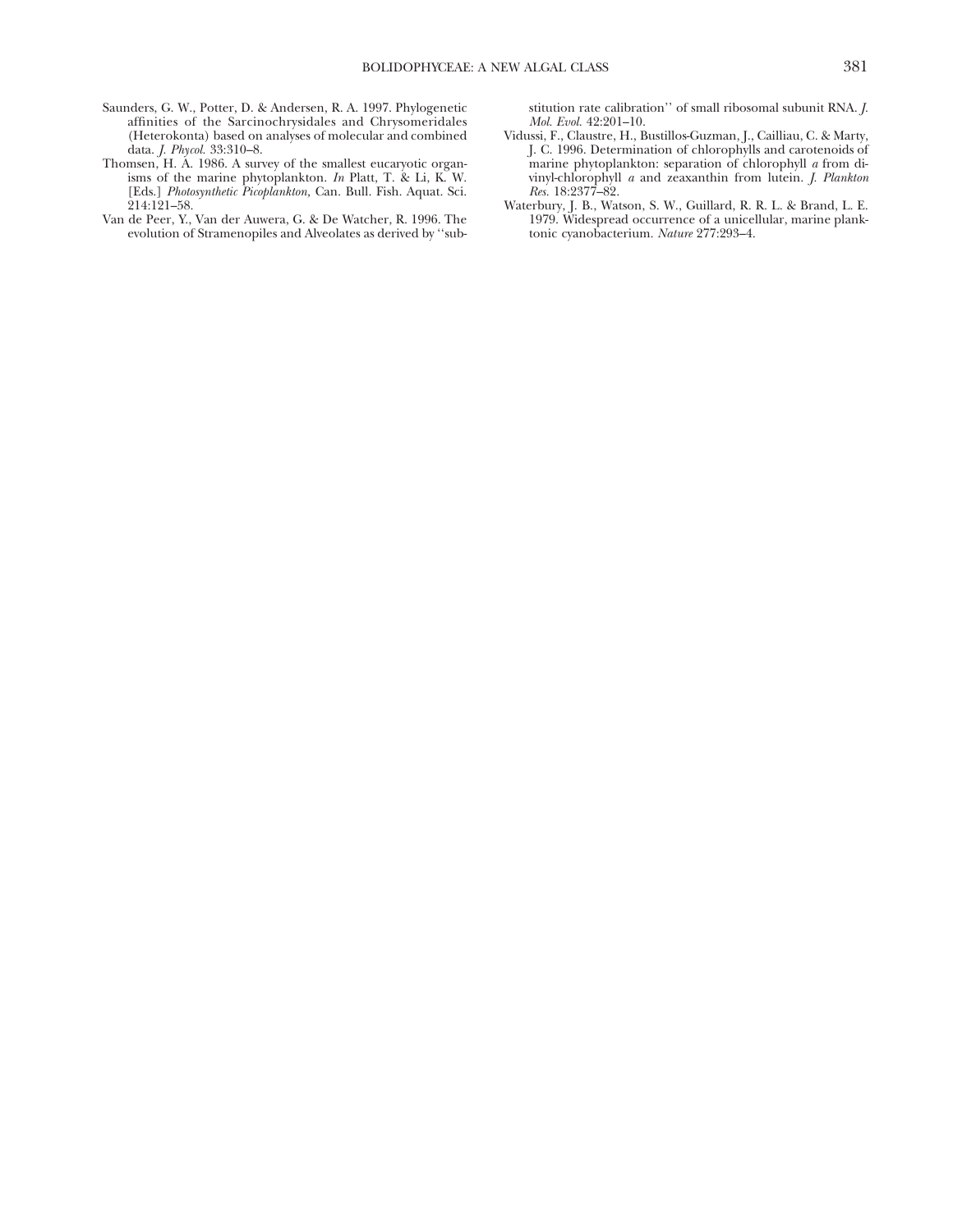Saunders, G. W., Potter, D. & Andersen, R. A. 1997. Phylogenetic affinities of the Sarcinochrysidales and Chrysomeridales (Heterokonta) based on analyses of molecular and combined data. *J. Phycol.* 33:310–8.

Thomsen, H. A. 1986. A survey of the smallest eucaryotic organisms of the marine phytoplankton. *In* Platt, T. & Li, K. W. [Eds.] *Photosynthetic Picoplankton,* Can. Bull. Fish. Aquat. Sci. 214:121–58.

Van de Peer, Y., Van der Auwera, G. & De Watcher, R. 1996. The evolution of Stramenopiles and Alveolates as derived by ''substitution rate calibration'' of small ribosomal subunit RNA. *J. Mol. Evol.* 42:201–10.

Vidussi, F., Claustre, H., Bustillos-Guzman, J., Cailliau, C. & Marty, J. C. 1996. Determination of chlorophylls and carotenoids of marine phytoplankton: separation of chlorophyll *a* from divinyl-chlorophyll *a* and zeaxanthin from lutein. *J. Plankton Res.* 18:2377–82.

Waterbury, J. B., Watson, S. W., Guillard, R. R. L. & Brand, L. E. 1979. Widespread occurrence of a unicellular, marine planktonic cyanobacterium. *Nature* 277:293–4.